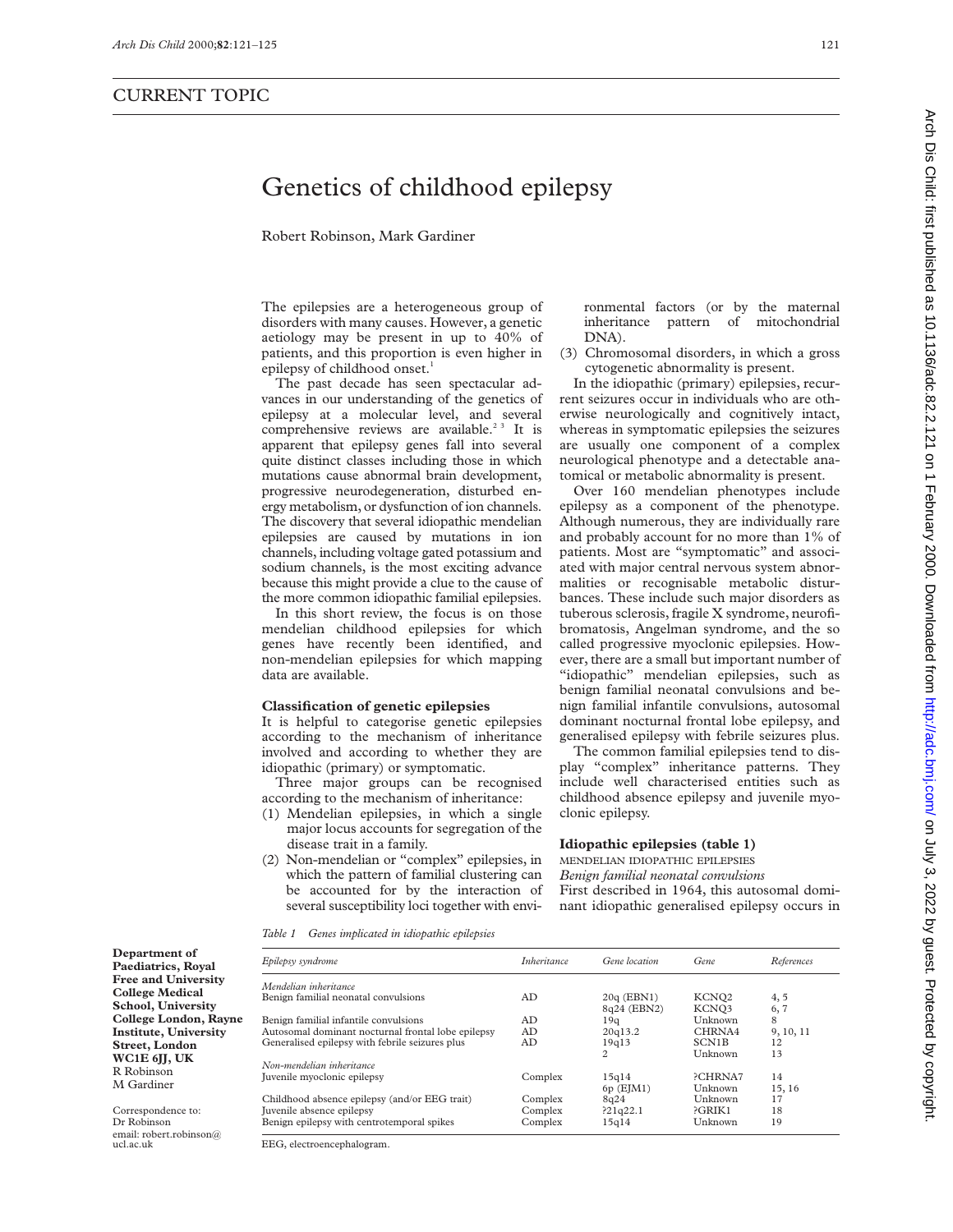CURRENT TOPIC

# Genetics of childhood epilepsy

Robert Robinson, Mark Gardiner

**Department of Paediatrics, Royal Free and University College Medical School, University College London, Rayne Institute, University Street, London WC1E 6JJ, UK**
R Robinson
M Gardiner

Correspondence to:
Dr Robinson
email: robert.robinson@ucl.ac.uk

The epilepsies are a heterogeneous group of disorders with many causes. However, a genetic aetiology may be present in up to 40% of patients, and this proportion is even higher in epilepsy of childhood onset.[1]

The past decade has seen spectacular advances in our understanding of the genetics of epilepsy at a molecular level, and several comprehensive reviews are available.[2 3] It is apparent that epilepsy genes fall into several quite distinct classes including those in which mutations cause abnormal brain development, progressive neurodegeneration, disturbed energy metabolism, or dysfunction of ion channels. The discovery that several idiopathic mendelian epilepsies are caused by mutations in ion channels, including voltage gated potassium and sodium channels, is the most exciting advance because this might provide a clue to the cause of the more common idiopathic familial epilepsies.

In this short review, the focus is on those mendelian childhood epilepsies for which genes have recently been identified, and non-mendelian epilepsies for which mapping data are available.

## Classification of genetic epilepsies

It is helpful to categorise genetic epilepsies according to the mechanism of inheritance involved and according to whether they are idiopathic (primary) or symptomatic.

Three major groups can be recognised according to the mechanism of inheritance:

(1) Mendelian epilepsies, in which a single major locus accounts for segregation of the disease trait in a family.
(2) Non-mendelian or "complex" epilepsies, in which the pattern of familial clustering can be accounted for by the interaction of several susceptibility loci together with environmental factors (or by the maternal inheritance pattern of mitochondrial DNA).
(3) Chromosomal disorders, in which a gross cytogenetic abnormality is present.

In the idiopathic (primary) epilepsies, recurrent seizures occur in individuals who are otherwise neurologically and cognitively intact, whereas in symptomatic epilepsies the seizures are usually one component of a complex neurological phenotype and a detectable anatomical or metabolic abnormality is present.

Over 160 mendelian phenotypes include epilepsy as a component of the phenotype. Although numerous, they are individually rare and probably account for no more than 1% of patients. Most are "symptomatic" and associated with major central nervous system abnormalities or recognisable metabolic disturbances. These include such major disorders as tuberous sclerosis, fragile X syndrome, neurofibromatosis, Angelman syndrome, and the so called progressive myoclonic epilepsies. However, there are a small but important number of "idiopathic" mendelian epilepsies, such as benign familial neonatal convulsions and benign familial infantile convulsions, autosomal dominant nocturnal frontal lobe epilepsy, and generalised epilepsy with febrile seizures plus.

The common familial epilepsies tend to display "complex" inheritance patterns. They include well characterised entities such as childhood absence epilepsy and juvenile myoclonic epilepsy.

## Idiopathic epilepsies (table 1)

MENDELIAN IDIOPATHIC EPILEPSIES

*Benign familial neonatal convulsions*

First described in 1964, this autosomal dominant idiopathic generalised epilepsy occurs in

*Table 1 Genes implicated in idiopathic epilepsies*

| *Epilepsy syndrome* | *Inheritance* | *Gene location* | *Gene* | *References* |
|---|---|---|---|---|
| *Mendelian inheritance* | | | | |
| Benign familial neonatal convulsions | AD | 20q (EBN1) | KCNQ2 | 4, 5 |
| | | 8q24 (EBN2) | KCNQ3 | 6, 7 |
| Benign familial infantile convulsions | AD | 19q | Unknown | 8 |
| Autosomal dominant nocturnal frontal lobe epilepsy | AD | 20q13.2 | CHRNA4 | 9, 10, 11 |
| Generalised epilepsy with febrile seizures plus | AD | 19q13 | SCN1B | 12 |
| | | 2 | Unknown | 13 |
| *Non-mendelian inheritance* | | | | |
| Juvenile myoclonic epilepsy | Complex | 15q14 | ?CHRNA7 | 14 |
| | | 6p (EJM1) | Unknown | 15, 16 |
| Childhood absence epilepsy (and/or EEG trait) | Complex | 8q24 | Unknown | 17 |
| Juvenile absence epilepsy | Complex | ?21q22.1 | ?GRIK1 | 18 |
| Benign epilepsy with centrotemporal spikes | Complex | 15q14 | Unknown | 19 |

EEG, electroencephalogram.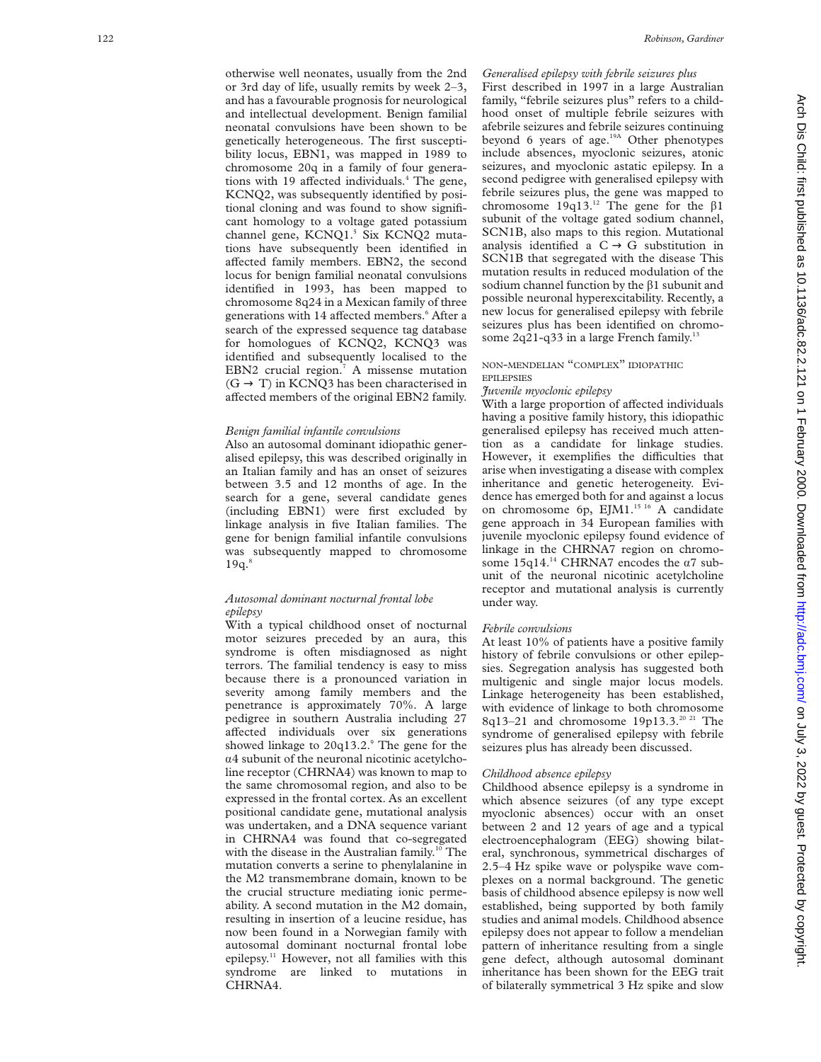otherwise well neonates, usually from the 2nd or 3rd day of life, usually remits by week 2–3, and has a favourable prognosis for neurological and intellectual development. Benign familial neonatal convulsions have been shown to be genetically heterogeneous. The first susceptibility locus, EBN1, was mapped in 1989 to chromosome 20q in a family of four generations with 19 affected individuals.[4] The gene, KCNQ2, was subsequently identified by positional cloning and was found to show significant homology to a voltage gated potassium channel gene, KCNQ1.[5] Six KCNQ2 mutations have subsequently been identified in affected family members. EBN2, the second locus for benign familial neonatal convulsions identified in 1993, has been mapped to chromosome 8q24 in a Mexican family of three generations with 14 affected members.[6] After a search of the expressed sequence tag database for homologues of KCNQ2, KCNQ3 was identified and subsequently localised to the EBN2 crucial region.[7] A missense mutation (G → T) in KCNQ3 has been characterised in affected members of the original EBN2 family.

### *Benign familial infantile convulsions*

Also an autosomal dominant idiopathic generalised epilepsy, this was described originally in an Italian family and has an onset of seizures between 3.5 and 12 months of age. In the search for a gene, several candidate genes (including EBN1) were first excluded by linkage analysis in five Italian families. The gene for benign familial infantile convulsions was subsequently mapped to chromosome 19q.[8]

### *Autosomal dominant nocturnal frontal lobe epilepsy*

With a typical childhood onset of nocturnal motor seizures preceded by an aura, this syndrome is often misdiagnosed as night terrors. The familial tendency is easy to miss because there is a pronounced variation in severity among family members and the penetrance is approximately 70%. A large pedigree in southern Australia including 27 affected individuals over six generations showed linkage to 20q13.2.[9] The gene for the α4 subunit of the neuronal nicotinic acetylcholine receptor (CHRNA4) was known to map to the same chromosomal region, and also to be expressed in the frontal cortex. As an excellent positional candidate gene, mutational analysis was undertaken, and a DNA sequence variant in CHRNA4 was found that co-segregated with the disease in the Australian family.[10] The mutation converts a serine to phenylalanine in the M2 transmembrane domain, known to be the crucial structure mediating ionic permeability. A second mutation in the M2 domain, resulting in insertion of a leucine residue, has now been found in a Norwegian family with autosomal dominant nocturnal frontal lobe epilepsy.[11] However, not all families with this syndrome are linked to mutations in CHRNA4.

### *Generalised epilepsy with febrile seizures plus*

First described in 1997 in a large Australian family, "febrile seizures plus" refers to a childhood onset of multiple febrile seizures with afebrile seizures and febrile seizures continuing beyond 6 years of age.[19A] Other phenotypes include absences, myoclonic seizures, atonic seizures, and myoclonic astatic epilepsy. In a second pedigree with generalised epilepsy with febrile seizures plus, the gene was mapped to chromosome 19q13.[12] The gene for the β1 subunit of the voltage gated sodium channel, SCN1B, also maps to this region. Mutational analysis identified a C → G substitution in SCN1B that segregated with the disease This mutation results in reduced modulation of the sodium channel function by the β1 subunit and possible neuronal hyperexcitability. Recently, a new locus for generalised epilepsy with febrile seizures plus has been identified on chromosome 2q21-q33 in a large French family.[13]

## NON-MENDELIAN "COMPLEX" IDIOPATHIC EPILEPSIES

### *Juvenile myoclonic epilepsy*

With a large proportion of affected individuals having a positive family history, this idiopathic generalised epilepsy has received much attention as a candidate for linkage studies. However, it exemplifies the difficulties that arise when investigating a disease with complex inheritance and genetic heterogeneity. Evidence has emerged both for and against a locus on chromosome 6p, EJM1.[15 16] A candidate gene approach in 34 European families with juvenile myoclonic epilepsy found evidence of linkage in the CHRNA7 region on chromosome 15q14.[14] CHRNA7 encodes the α7 subunit of the neuronal nicotinic acetylcholine receptor and mutational analysis is currently under way.

### *Febrile convulsions*

At least 10% of patients have a positive family history of febrile convulsions or other epilepsies. Segregation analysis has suggested both multigenic and single major locus models. Linkage heterogeneity has been established, with evidence of linkage to both chromosome 8q13–21 and chromosome 19p13.3.[20 21] The syndrome of generalised epilepsy with febrile seizures plus has already been discussed.

### *Childhood absence epilepsy*

Childhood absence epilepsy is a syndrome in which absence seizures (of any type except myoclonic absences) occur with an onset between 2 and 12 years of age and a typical electroencephalogram (EEG) showing bilateral, synchronous, symmetrical discharges of 2.5–4 Hz spike wave or polyspike wave complexes on a normal background. The genetic basis of childhood absence epilepsy is now well established, being supported by both family studies and animal models. Childhood absence epilepsy does not appear to follow a mendelian pattern of inheritance resulting from a single gene defect, although autosomal dominant inheritance has been shown for the EEG trait of bilaterally symmetrical 3 Hz spike and slow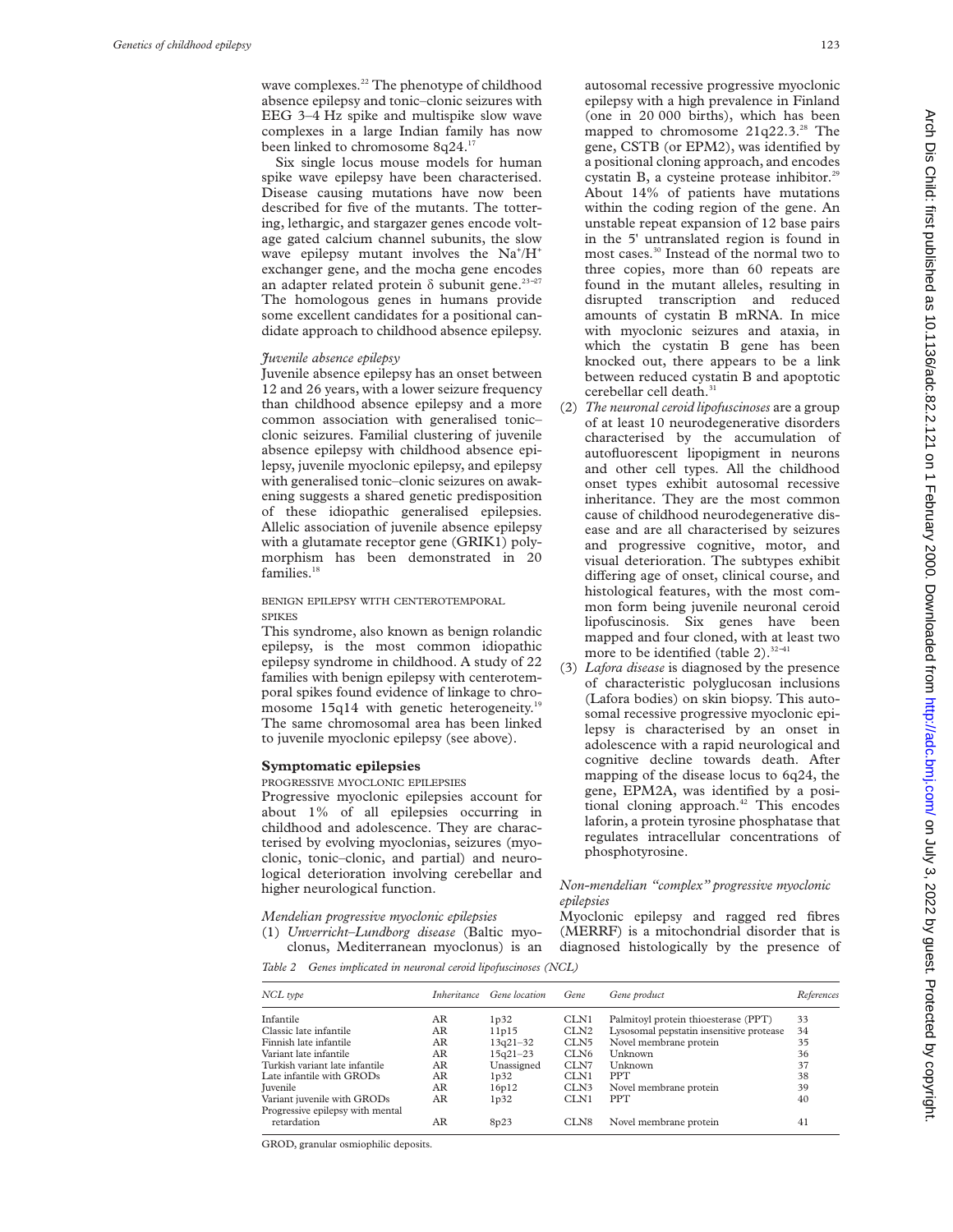wave complexes.[22] The phenotype of childhood absence epilepsy and tonic–clonic seizures with EEG 3–4 Hz spike and multispike slow wave complexes in a large Indian family has now been linked to chromosome 8q24.[17]

Six single locus mouse models for human spike wave epilepsy have been characterised. Disease causing mutations have now been described for five of the mutants. The tottering, lethargic, and stargazer genes encode voltage gated calcium channel subunits, the slow wave epilepsy mutant involves the $Na^+/H^+$ exchanger gene, and the mocha gene encodes an adapter related protein δ subunit gene.[23–27] The homologous genes in humans provide some excellent candidates for a positional candidate approach to childhood absence epilepsy.

### *Juvenile absence epilepsy*

Juvenile absence epilepsy has an onset between 12 and 26 years, with a lower seizure frequency than childhood absence epilepsy and a more common association with generalised tonic–clonic seizures. Familial clustering of juvenile absence epilepsy with childhood absence epilepsy, juvenile myoclonic epilepsy, and epilepsy with generalised tonic–clonic seizures on awakening suggests a shared genetic predisposition of these idiopathic generalised epilepsies. Allelic association of juvenile absence epilepsy with a glutamate receptor gene (GRIK1) polymorphism has been demonstrated in 20 families.[18]

### BENIGN EPILEPSY WITH CENTEROTEMPORAL SPIKES

This syndrome, also known as benign rolandic epilepsy, is the most common idiopathic epilepsy syndrome in childhood. A study of 22 families with benign epilepsy with centerotemporal spikes found evidence of linkage to chromosome 15q14 with genetic heterogeneity.[19] The same chromosomal area has been linked to juvenile myoclonic epilepsy (see above).

## Symptomatic epilepsies

### PROGRESSIVE MYOCLONIC EPILEPSIES

Progressive myoclonic epilepsies account for about 1% of all epilepsies occurring in childhood and adolescence. They are characterised by evolving myoclonias, seizures (myoclonic, tonic–clonic, and partial) and neurological deterioration involving cerebellar and higher neurological function.

### *Mendelian progressive myoclonic epilepsies*

(1) *Unverricht–Lundborg disease* (Baltic myoclonus, Mediterranean myoclonus) is an autosomal recessive progressive myoclonic epilepsy with a high prevalence in Finland (one in 20 000 births), which has been mapped to chromosome 21q22.3.[28] The gene, CSTB (or EPM2), was identified by a positional cloning approach, and encodes cystatin B, a cysteine protease inhibitor.[29] About 14% of patients have mutations within the coding region of the gene. An unstable repeat expansion of 12 base pairs in the 5' untranslated region is found in most cases.[30] Instead of the normal two to three copies, more than 60 repeats are found in the mutant alleles, resulting in disrupted transcription and reduced amounts of cystatin B mRNA. In mice with myoclonic seizures and ataxia, in which the cystatin B gene has been knocked out, there appears to be a link between reduced cystatin B and apoptotic cerebellar cell death.[31]

(2) *The neuronal ceroid lipofuscinoses* are a group of at least 10 neurodegenerative disorders characterised by the accumulation of autofluorescent lipopigment in neurons and other cell types. All the childhood onset types exhibit autosomal recessive inheritance. They are the most common cause of childhood neurodegenerative disease and are all characterised by seizures and progressive cognitive, motor, and visual deterioration. The subtypes exhibit differing age of onset, clinical course, and histological features, with the most common form being juvenile neuronal ceroid lipofuscinosis. Six genes have been mapped and four cloned, with at least two more to be identified (table 2).[32–41]

(3) *Lafora disease* is diagnosed by the presence of characteristic polyglucosan inclusions (Lafora bodies) on skin biopsy. This autosomal recessive progressive myoclonic epilepsy is characterised by an onset in adolescence with a rapid neurological and cognitive decline towards death. After mapping of the disease locus to 6q24, the gene, EPM2A, was identified by a positional cloning approach.[42] This encodes laforin, a protein tyrosine phosphatase that regulates intracellular concentrations of phosphotyrosine.

### *Non-mendelian "complex" progressive myoclonic epilepsies*

Myoclonic epilepsy and ragged red fibres (MERRF) is a mitochondrial disorder that is diagnosed histologically by the presence of

*Table 2 Genes implicated in neuronal ceroid lipofuscinoses (NCL)*

| NCL type | Inheritance | Gene location | Gene | Gene product | References |
|---|---|---|---|---|---|
| Infantile | AR | 1p32 | CLN1 | Palmitoyl protein thioesterase (PPT) | 33 |
| Classic late infantile | AR | 11p15 | CLN2 | Lysosomal pepstatin insensitive protease | 34 |
| Finnish late infantile | AR | 13q21–32 | CLN5 | Novel membrane protein | 35 |
| Variant late infantile | AR | 15q21–23 | CLN6 | Unknown | 36 |
| Turkish variant late infantile | AR | Unassigned | CLN7 | Unknown | 37 |
| Late infantile with GRODs | AR | 1p32 | CLN1 | PPT | 38 |
| Juvenile | AR | 16p12 | CLN3 | Novel membrane protein | 39 |
| Variant juvenile with GRODs | AR | 1p32 | CLN1 | PPT | 40 |
| Progressive epilepsy with mental retardation | AR | 8p23 | CLN8 | Novel membrane protein | 41 |

GROD, granular osmiophilic deposits.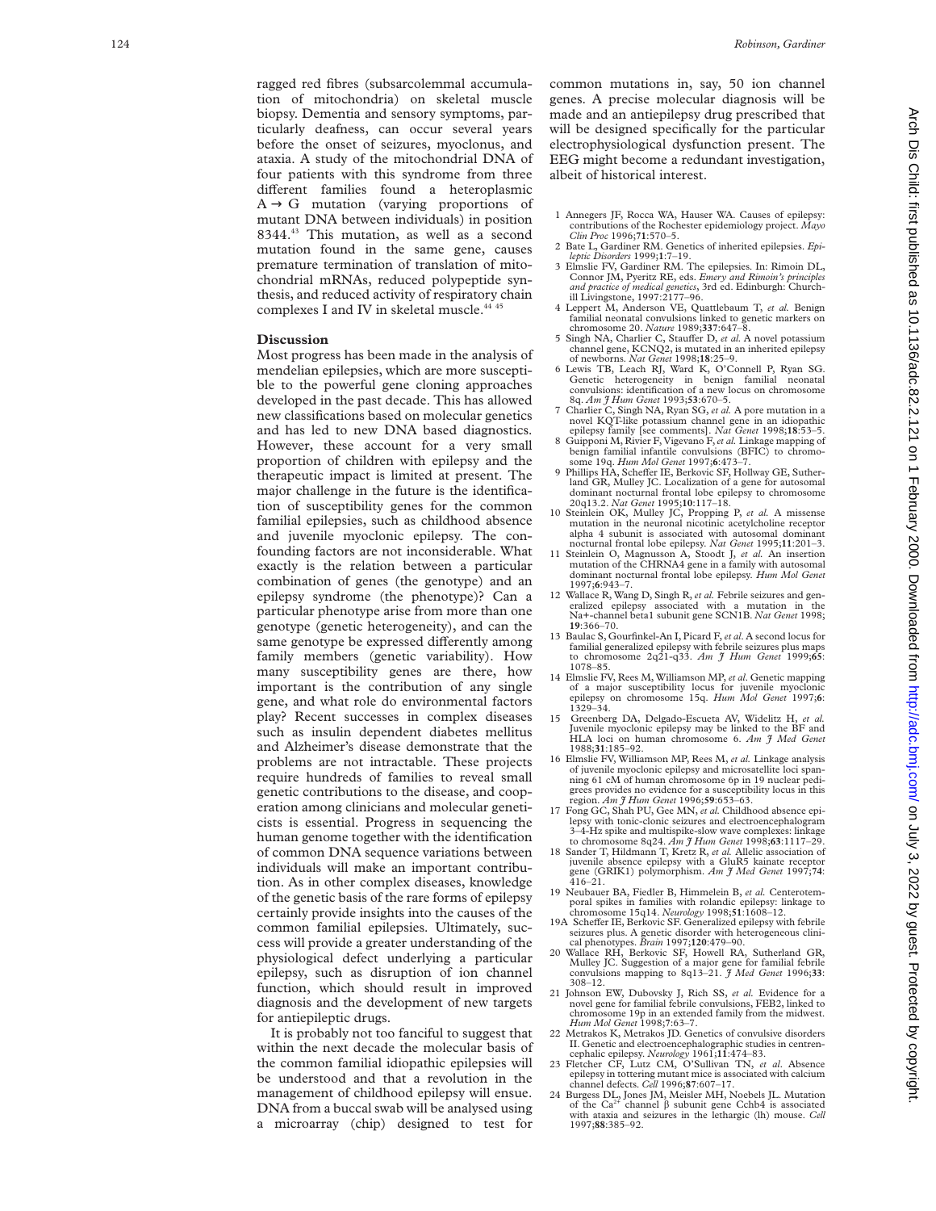ragged red fibres (subsarcolemmal accumulation of mitochondria) on skeletal muscle biopsy. Dementia and sensory symptoms, particularly deafness, can occur several years before the onset of seizures, myoclonus, and ataxia. A study of the mitochondrial DNA of four patients with this syndrome from three different families found a heteroplasmic A → G mutation (varying proportions of mutant DNA between individuals) in position 8344.[43] This mutation, as well as a second mutation found in the same gene, causes premature termination of translation of mitochondrial mRNAs, reduced polypeptide synthesis, and reduced activity of respiratory chain complexes I and IV in skeletal muscle.[44 45]

## Discussion

Most progress has been made in the analysis of mendelian epilepsies, which are more susceptible to the powerful gene cloning approaches developed in the past decade. This has allowed new classifications based on molecular genetics and has led to new DNA based diagnostics. However, these account for a very small proportion of children with epilepsy and the therapeutic impact is limited at present. The major challenge in the future is the identification of susceptibility genes for the common familial epilepsies, such as childhood absence and juvenile myoclonic epilepsy. The confounding factors are not inconsiderable. What exactly is the relation between a particular combination of genes (the genotype) and an epilepsy syndrome (the phenotype)? Can a particular phenotype arise from more than one genotype (genetic heterogeneity), and can the same genotype be expressed differently among family members (genetic variability). How many susceptibility genes are there, how important is the contribution of any single gene, and what role do environmental factors play? Recent successes in complex diseases such as insulin dependent diabetes mellitus and Alzheimer's disease demonstrate that the problems are not intractable. These projects require hundreds of families to reveal small genetic contributions to the disease, and cooperation among clinicians and molecular geneticists is essential. Progress in sequencing the human genome together with the identification of common DNA sequence variations between individuals will make an important contribution. As in other complex diseases, knowledge of the genetic basis of the rare forms of epilepsy certainly provide insights into the causes of the common familial epilepsies. Ultimately, success will provide a greater understanding of the physiological defect underlying a particular epilepsy, such as disruption of ion channel function, which should result in improved diagnosis and the development of new targets for antiepileptic drugs.

It is probably not too fanciful to suggest that within the next decade the molecular basis of the common familial idiopathic epilepsies will be understood and that a revolution in the management of childhood epilepsy will ensue. DNA from a buccal swab will be analysed using a microarray (chip) designed to test for common mutations in, say, 50 ion channel genes. A precise molecular diagnosis will be made and an antiepilepsy drug prescribed that will be designed specifically for the particular electrophysiological dysfunction present. The EEG might become a redundant investigation, albeit of historical interest.

1 Annegers JF, Rocca WA, Hauser WA. Causes of epilepsy: contributions of the Rochester epidemiology project. *Mayo Clin Proc* 1996;**71**:570–5.
2 Bate L, Gardiner RM. Genetics of inherited epilepsies. *Epileptic Disorders* 1999;**1**:7–19.
3 Elmslie FV, Gardiner RM. The epilepsies. In: Rimoin DL, Connor JM, Pyeritz RE, eds. *Emery and Rimoin's principles and practice of medical genetics*, 3rd ed. Edinburgh: Churchill Livingstone, 1997:2177–96.
4 Leppert M, Anderson VE, Quattlebaum T, *et al.* Benign familial neonatal convulsions linked to genetic markers on chromosome 20. *Nature* 1989;**337**:647–8.
5 Singh NA, Charlier C, Stauffer D, *et al.* A novel potassium channel gene, KCNQ2, is mutated in an inherited epilepsy of newborns. *Nat Genet* 1998;**18**:25–9.
6 Lewis TB, Leach RJ, Ward K, O'Connell P, Ryan SG. Genetic heterogeneity in benign familial neonatal convulsions: identification of a new locus on chromosome 8q. *Am J Hum Genet* 1993;**53**:670–5.
7 Charlier C, Singh NA, Ryan SG, *et al.* A pore mutation in a novel KQT-like potassium channel gene in an idiopathic epilepsy family [see comments]. *Nat Genet* 1998;**18**:53–5.
8 Guipponi M, Rivier F, Vigevano F, *et al.* Linkage mapping of benign familial infantile convulsions (BFIC) to chromosome 19q. *Hum Mol Genet* 1997;**6**:473–7.
9 Phillips HA, Scheffer IE, Berkovic SF, Hollway GE, Sutherland GR, Mulley JC. Localization of a gene for autosomal dominant nocturnal frontal lobe epilepsy to chromosome 20q13.2. *Nat Genet* 1995;**10**:117–18.
10 Steinlein OK, Mulley JC, Propping P, *et al.* A missense mutation in the neuronal nicotinic acetylcholine receptor alpha 4 subunit is associated with autosomal dominant nocturnal frontal lobe epilepsy. *Nat Genet* 1995;**11**:201–3.
11 Steinlein O, Magnusson A, Stoodt J, *et al.* An insertion mutation of the CHRNA4 gene in a family with autosomal dominant nocturnal frontal lobe epilepsy. *Hum Mol Genet* 1997;**6**:943–7.
12 Wallace R, Wang D, Singh R, *et al.* Febrile seizures and generalized epilepsy associated with a mutation in the Na+-channel beta1 subunit gene SCN1B. *Nat Genet* 1998; **19**:366–70.
13 Baulac S, Gourfinkel-An I, Picard F, *et al.* A second locus for familial generalized epilepsy with febrile seizures plus maps to chromosome 2q21-q33. *Am J Hum Genet* 1999;**65**: 1078–85.
14 Elmslie FV, Rees M, Williamson MP, *et al.* Genetic mapping of a major susceptibility locus for juvenile myoclonic epilepsy on chromosome 15q. *Hum Mol Genet* 1997;**6**: 1329–34.
15 Greenberg DA, Delgado-Escueta AV, Widelitz H, *et al.* Juvenile myoclonic epilepsy may be linked to the BF and HLA loci on human chromosome 6. *Am J Med Genet* 1988;**31**:185–92.
16 Elmslie FV, Williamson MP, Rees M, *et al.* Linkage analysis of juvenile myoclonic epilepsy and microsatellite loci spanning 61 cM of human chromosome 6p in 19 nuclear pedigrees provides no evidence for a susceptibility locus in this region. *Am J Hum Genet* 1996;**59**:653–63.
17 Fong GC, Shah PU, Gee MN, *et al.* Childhood absence epilepsy with tonic-clonic seizures and electroencephalogram 3–4-Hz spike and multispike-slow wave complexes: linkage to chromosome 8q24. *Am J Hum Genet* 1998;**63**:1117–29.
18 Sander T, Hildmann T, Kretz R, *et al.* Allelic association of juvenile absence epilepsy with a GluR5 kainate receptor gene (GRIK1) polymorphism. *Am J Med Genet* 1997;**74**: 416–21.
19 Neubauer BA, Fiedler B, Himmelein B, *et al.* Centerotemporal spikes in families with rolandic epilepsy: linkage to chromosome 15q14. *Neurology* 1998;**51**:1608–12.
19A Scheffer IE, Berkovic SF. Generalized epilepsy with febrile seizures plus. A genetic disorder with heterogeneous clinical phenotypes. *Brain* 1997;**120**:479–90.
20 Wallace RH, Berkovic SF, Howell RA, Sutherland GR, Mulley JC. Suggestion of a major gene for familial febrile convulsions mapping to 8q13–21. *J Med Genet* 1996;**33**: 308–12.
21 Johnson EW, Dubovsky J, Rich SS, *et al.* Evidence for a novel gene for familial febrile convulsions, FEB2, linked to chromosome 19p in an extended family from the midwest. *Hum Mol Genet* 1998;**7**:63–7.
22 Metrakos K, Metrakos JD. Genetics of convulsive disorders II. Genetic and electroencephalographic studies in centrencephalic epilepsy. *Neurology* 1961;**11**:474–83.
23 Fletcher CF, Lutz CM, O'Sullivan TN, *et al.* Absence epilepsy in tottering mutant mice is associated with calcium channel defects. *Cell* 1996;**87**:607–17.
24 Burgess DL, Jones JM, Meisler MH, Noebels JL. Mutation of the $Ca^{2+}$ channel β subunit gene Cchb4 is associated with ataxia and seizures in the lethargic (lh) mouse. *Cell* 1997;**88**:385–92.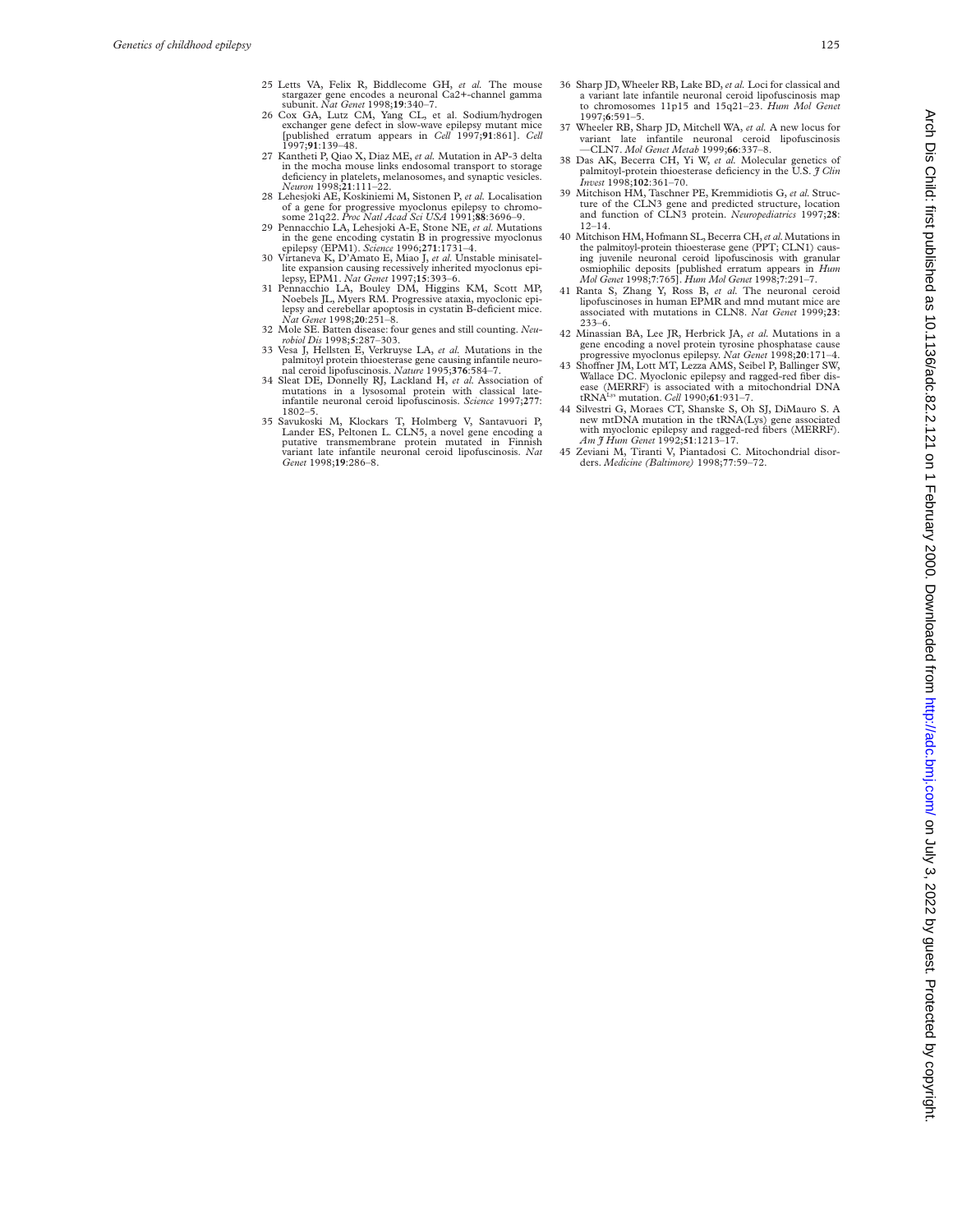25 Letts VA, Felix R, Biddlecome GH, *et al.* The mouse stargazer gene encodes a neuronal Ca2+-channel gamma subunit. *Nat Genet* 1998;**19**:340–7.

26 Cox GA, Lutz CM, Yang CL, et al. Sodium/hydrogen exchanger gene defect in slow-wave epilepsy mutant mice [published erratum appears in *Cell* 1997;**91**:861]. *Cell* 1997;**91**:139–48.

27 Kantheti P, Qiao X, Diaz ME, *et al.* Mutation in AP-3 delta in the mocha mouse links endosomal transport to storage deficiency in platelets, melanosomes, and synaptic vesicles. *Neuron* 1998;**21**:111–22.

28 Lehesjoki AE, Koskiniemi M, Sistonen P, *et al.* Localisation of a gene for progressive myoclonus epilepsy to chromosome 21q22. *Proc Natl Acad Sci USA* 1991;**88**:3696–9.

29 Pennacchio LA, Lehesjoki A-E, Stone NE, *et al.* Mutations in the gene encoding cystatin B in progressive myoclonus epilepsy (EPM1). *Science* 1996;**271**:1731–4.

30 Virtaneva K, D'Amato E, Miao J, *et al.* Unstable minisatellite expansion causing recessively inherited myoclonus epilepsy, EPM1. *Nat Genet* 1997;**15**:393–6.

31 Pennacchio LA, Bouley DM, Higgins KM, Scott MP, Noebels JL, Myers RM. Progressive ataxia, myoclonic epilepsy and cerebellar apoptosis in cystatin B-deficient mice. *Nat Genet* 1998;**20**:251–8.

32 Mole SE. Batten disease: four genes and still counting. *Neurobiol Dis* 1998;**5**:287–303.

33 Vesa J, Hellsten E, Verkruyse LA, *et al.* Mutations in the palmitoyl protein thioesterase gene causing infantile neuronal ceroid lipofuscinosis. *Nature* 1995;**376**:584–7.

34 Sleat DE, Donnelly RJ, Lackland H, *et al.* Association of mutations in a lysosomal protein with classical late-infantile neuronal ceroid lipofuscinosis. *Science* 1997;**277**:1802–5.

35 Savukoski M, Klockars T, Holmberg V, Santavuori P, Lander ES, Peltonen L. CLN5, a novel gene encoding a putative transmembrane protein mutated in Finnish variant late infantile neuronal ceroid lipofuscinosis. *Nat Genet* 1998;**19**:286–8.

36 Sharp JD, Wheeler RB, Lake BD, *et al.* Loci for classical and a variant late infantile neuronal ceroid lipofuscinosis map to chromosomes 11p15 and 15q21–23. *Hum Mol Genet* 1997;**6**:591–5.

37 Wheeler RB, Sharp JD, Mitchell WA, *et al.* A new locus for variant late infantile neuronal ceroid lipofuscinosis —CLN7. *Mol Genet Metab* 1999;**66**:337–8.

38 Das AK, Becerra CH, Yi W, *et al.* Molecular genetics of palmitoyl-protein thioesterase deficiency in the U.S. *J Clin Invest* 1998;**102**:361–70.

39 Mitchison HM, Taschner PE, Kremmidiotis G, *et al.* Structure of the CLN3 gene and predicted structure, location and function of CLN3 protein. *Neuropediatrics* 1997;**28**:12–14.

40 Mitchison HM, Hofmann SL, Becerra CH, *et al.* Mutations in the palmitoyl-protein thioesterase gene (PPT; CLN1) causing juvenile neuronal ceroid lipofuscinosis with granular osmiophilic deposits [published erratum appears in *Hum Mol Genet* 1998;**7**:765]. *Hum Mol Genet* 1998;**7**:291–7.

41 Ranta S, Zhang Y, Ross B, *et al.* The neuronal ceroid lipofuscinoses in human EPMR and mnd mutant mice are associated with mutations in CLN8. *Nat Genet* 1999;**23**:233–6.

42 Minassian BA, Lee JR, Herbrick JA, *et al.* Mutations in a gene encoding a novel protein tyrosine phosphatase cause progressive myoclonus epilepsy. *Nat Genet* 1998;**20**:171–4.

43 Shoffner JM, Lott MT, Lezza AMS, Seibel P, Ballinger SW, Wallace DC. Myoclonic epilepsy and ragged-red fiber disease (MERRF) is associated with a mitochondrial DNA $tRNA^{Lys}$ mutation. *Cell* 1990;**61**:931–7.

44 Silvestri G, Moraes CT, Shanske S, Oh SJ, DiMauro S. A new mtDNA mutation in the tRNA(Lys) gene associated with myoclonic epilepsy and ragged-red fibers (MERRF). *Am J Hum Genet* 1992;**51**:1213–17.

45 Zeviani M, Tiranti V, Piantadosi C. Mitochondrial disorders. *Medicine (Baltimore)* 1998;**77**:59–72.